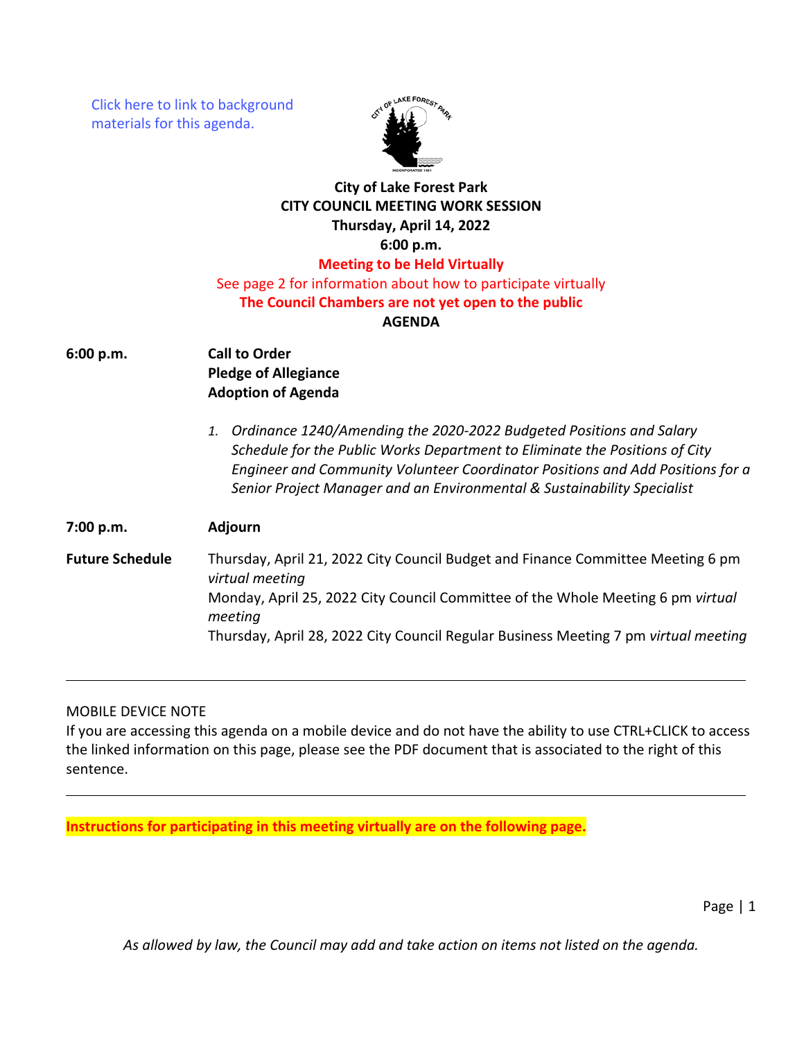Click here to link to background materials for this agenda.

**City of Lake Forest Park**
**CITY COUNCIL MEETING WORK SESSION**
**Thursday, April 14, 2022**
**6:00 p.m.**

**Meeting to be Held Virtually**

See page 2 for information about how to participate virtually

**The Council Chambers are not yet open to the public**

**AGENDA**

**6:00 p.m.** **Call to Order**
**Pledge of Allegiance**
**Adoption of Agenda**

1. *Ordinance 1240/Amending the 2020-2022 Budgeted Positions and Salary Schedule for the Public Works Department to Eliminate the Positions of City Engineer and Community Volunteer Coordinator Positions and Add Positions for a Senior Project Manager and an Environmental & Sustainability Specialist*

**7:00 p.m.** **Adjourn**

**Future Schedule**

Thursday, April 21, 2022 City Council Budget and Finance Committee Meeting 6 pm *virtual meeting*
Monday, April 25, 2022 City Council Committee of the Whole Meeting 6 pm *virtual meeting*
Thursday, April 28, 2022 City Council Regular Business Meeting 7 pm *virtual meeting*

---

MOBILE DEVICE NOTE
If you are accessing this agenda on a mobile device and do not have the ability to use CTRL+CLICK to access the linked information on this page, please see the PDF document that is associated to the right of this sentence.

---

**Instructions for participating in this meeting virtually are on the following page.**

*As allowed by law, the Council may add and take action on items not listed on the agenda.*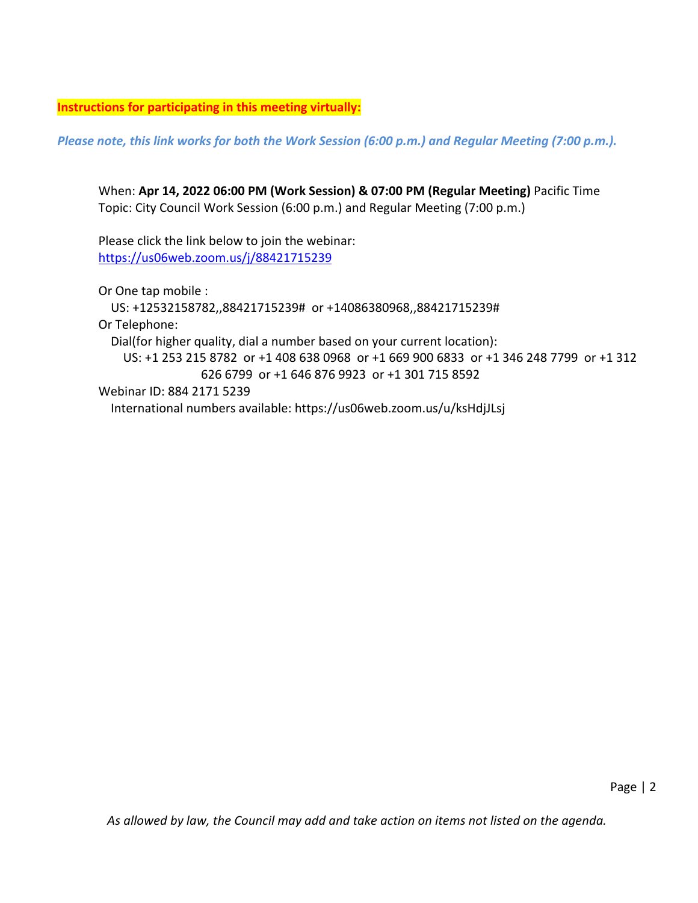**Instructions for participating in this meeting virtually:**

***Please note, this link works for both the Work Session (6:00 p.m.) and Regular Meeting (7:00 p.m.).***

When: **Apr 14, 2022 06:00 PM (Work Session) & 07:00 PM (Regular Meeting)** Pacific Time
Topic: City Council Work Session (6:00 p.m.) and Regular Meeting (7:00 p.m.)

Please click the link below to join the webinar:
https://us06web.zoom.us/j/88421715239

Or One tap mobile :
US: +12532158782,,88421715239# or +14086380968,,88421715239#
Or Telephone:
Dial(for higher quality, dial a number based on your current location):
US: +1 253 215 8782 or +1 408 638 0968 or +1 669 900 6833 or +1 346 248 7799 or +1 312 626 6799 or +1 646 876 9923 or +1 301 715 8592
Webinar ID: 884 2171 5239
International numbers available: https://us06web.zoom.us/u/ksHdjJLsj

*As allowed by law, the Council may add and take action on items not listed on the agenda.*